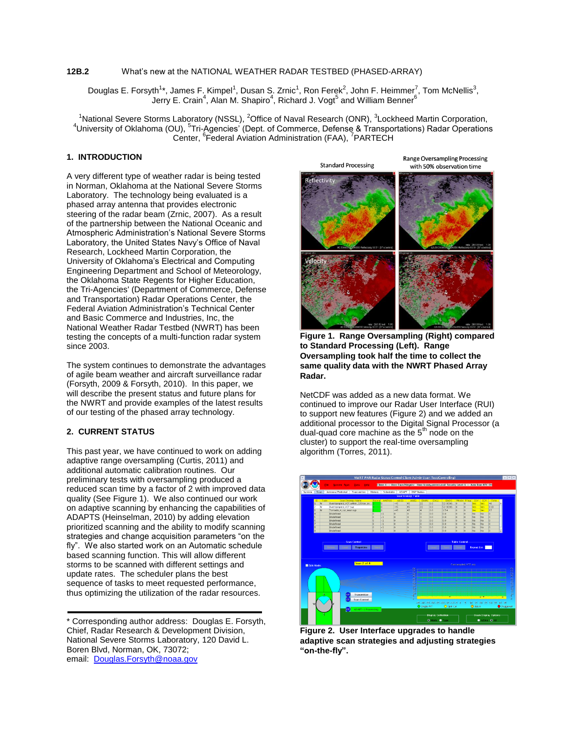**12B.2** What's new at the NATIONAL WEATHER RADAR TESTBED (PHASED-ARRAY)

Douglas E. Forsyth[1]*, James F. Kimpel[1], Dusan S. Zrnic[1], Ron Ferek[2], John F. Heimmer[7], Tom McNellis[3], Jerry E. Crain[4], Alan M. Shapiro[4], Richard J. Vogt[5] and William Benner[6]

[1]National Severe Storms Laboratory (NSSL), [2]Office of Naval Research (ONR), [3]Lockheed Martin Corporation, [4]University of Oklahoma (OU), [5]Tri-Agencies' (Dept. of Commerce, Defense & Transportations) Radar Operations Center, [6]Federal Aviation Administration (FAA), [7]PARTECH

## 1. INTRODUCTION

A very different type of weather radar is being tested in Norman, Oklahoma at the National Severe Storms Laboratory. The technology being evaluated is a phased array antenna that provides electronic steering of the radar beam (Zrnic, 2007). As a result of the partnership between the National Oceanic and Atmospheric Administration's National Severe Storms Laboratory, the United States Navy's Office of Naval Research, Lockheed Martin Corporation, the University of Oklahoma's Electrical and Computing Engineering Department and School of Meteorology, the Oklahoma State Regents for Higher Education, the Tri-Agencies' (Department of Commerce, Defense and Transportation) Radar Operations Center, the Federal Aviation Administration's Technical Center and Basic Commerce and Industries, Inc, the National Weather Radar Testbed (NWRT) has been testing the concepts of a multi-function radar system since 2003.

The system continues to demonstrate the advantages of agile beam weather and aircraft surveillance radar (Forsyth, 2009 & Forsyth, 2010). In this paper, we will describe the present status and future plans for the NWRT and provide examples of the latest results of our testing of the phased array technology.

## 2. CURRENT STATUS

This past year, we have continued to work on adding adaptive range oversampling (Curtis, 2011) and additional automatic calibration routines. Our preliminary tests with oversampling produced a reduced scan time by a factor of 2 with improved data quality (See Figure 1). We also continued our work on adaptive scanning by enhancing the capabilities of ADAPTS (Heinselman, 2010) by adding elevation prioritized scanning and the ability to modify scanning strategies and change acquisition parameters "on the fly". We also started work on an Automatic schedule based scanning function. This will allow different storms to be scanned with different settings and update rates. The scheduler plans the best sequence of tasks to meet requested performance, thus optimizing the utilization of the radar resources.

**Figure 1. Range Oversampling (Right) compared to Standard Processing (Left). Range Oversampling took half the time to collect the same quality data with the NWRT Phased Array Radar.**

NetCDF was added as a new data format. We continued to improve our Radar User Interface (RUI) to support new features (Figure 2) and we added an additional processor to the Digital Signal Processor (a dual-quad core machine as the 5th node on the cluster) to support the real-time oversampling algorithm (Torres, 2011).

**Figure 2. User Interface upgrades to handle adaptive scan strategies and adjusting strategies "on-the-fly".**

---

\* Corresponding author address: Douglas E. Forsyth, Chief, Radar Research & Development Division, National Severe Storms Laboratory, 120 David L. Boren Blvd, Norman, OK, 73072;
email: Douglas.Forsyth@noaa.gov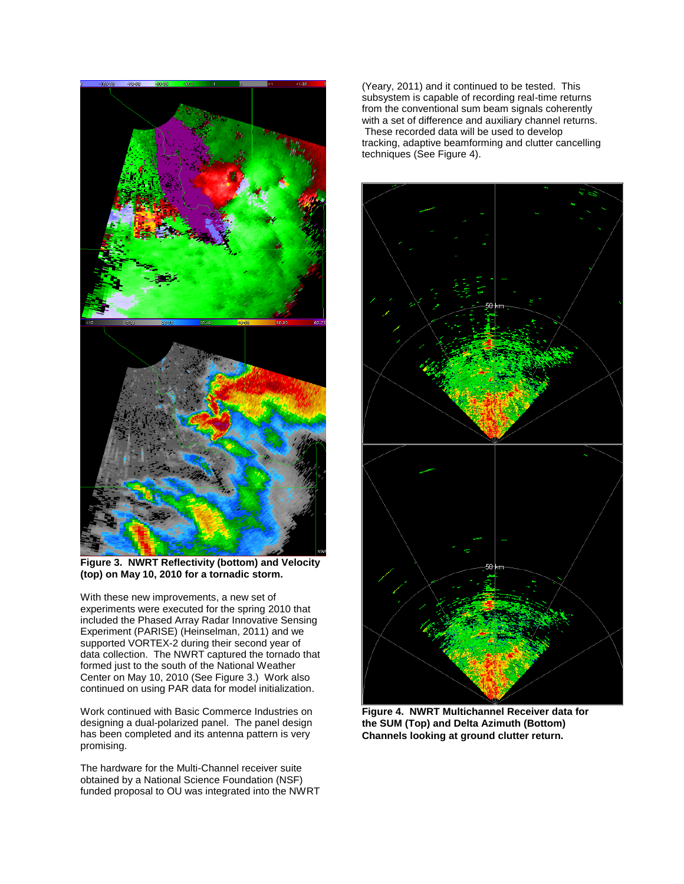**Figure 3. NWRT Reflectivity (bottom) and Velocity (top) on May 10, 2010 for a tornadic storm.**

With these new improvements, a new set of experiments were executed for the spring 2010 that included the Phased Array Radar Innovative Sensing Experiment (PARISE) (Heinselman, 2011) and we supported VORTEX-2 during their second year of data collection. The NWRT captured the tornado that formed just to the south of the National Weather Center on May 10, 2010 (See Figure 3.) Work also continued on using PAR data for model initialization.

Work continued with Basic Commerce Industries on designing a dual-polarized panel. The panel design has been completed and its antenna pattern is very promising.

The hardware for the Multi-Channel receiver suite obtained by a National Science Foundation (NSF) funded proposal to OU was integrated into the NWRT (Yeary, 2011) and it continued to be tested. This subsystem is capable of recording real-time returns from the conventional sum beam signals coherently with a set of difference and auxiliary channel returns. These recorded data will be used to develop tracking, adaptive beamforming and clutter cancelling techniques (See Figure 4).

**Figure 4. NWRT Multichannel Receiver data for the SUM (Top) and Delta Azimuth (Bottom) Channels looking at ground clutter return.**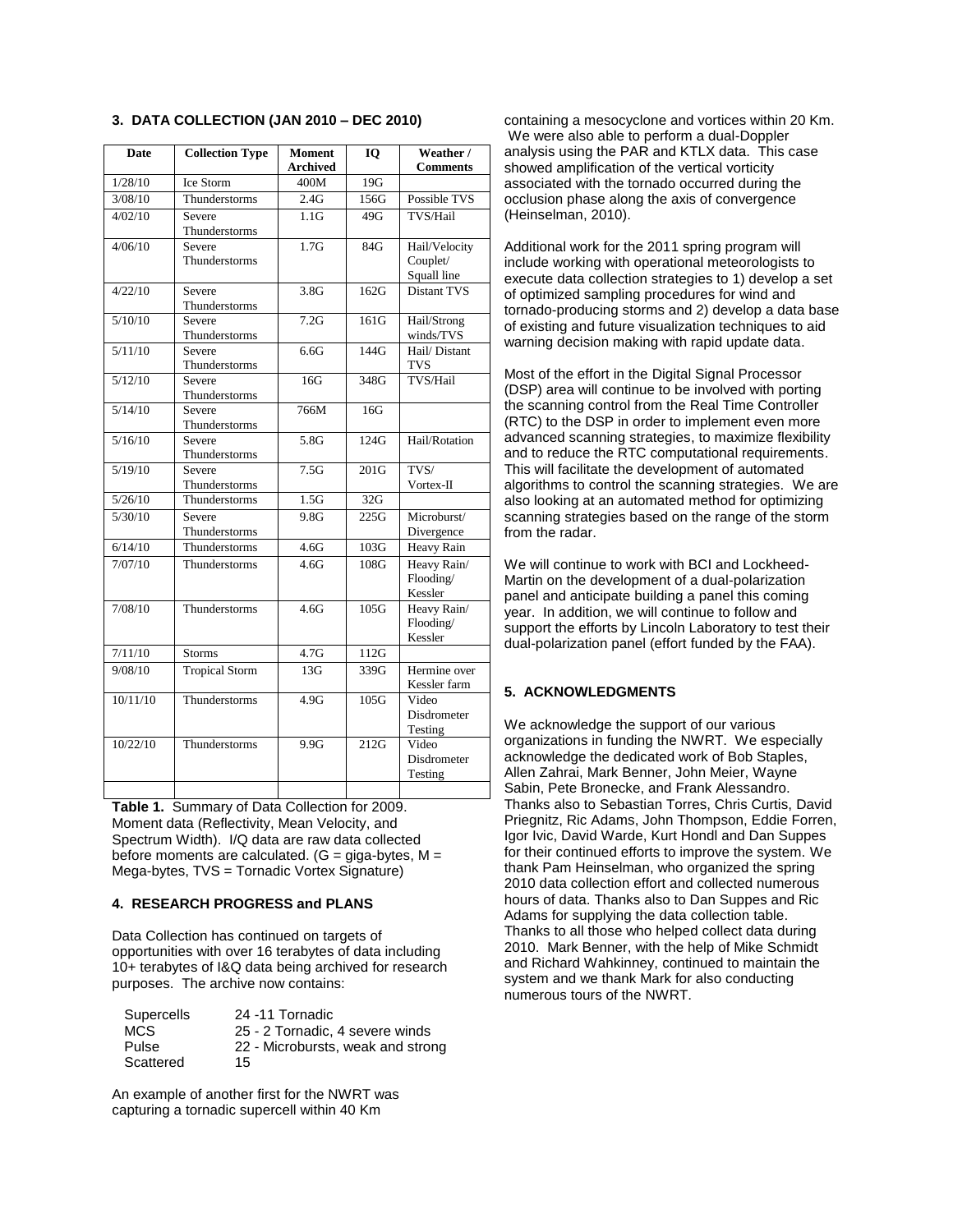### 3. DATA COLLECTION (JAN 2010 – DEC 2010)

| Date | Collection Type | Moment Archived | IQ | Weather / Comments |
|---|---|---|---|---|
| 1/28/10 | Ice Storm | 400M | 19G | |
| 3/08/10 | Thunderstorms | 2.4G | 156G | Possible TVS |
| 4/02/10 | Severe Thunderstorms | 1.1G | 49G | TVS/Hail |
| 4/06/10 | Severe Thunderstorms | 1.7G | 84G | Hail/Velocity Couplet/ Squall line |
| 4/22/10 | Severe Thunderstorms | 3.8G | 162G | Distant TVS |
| 5/10/10 | Severe Thunderstorms | 7.2G | 161G | Hail/Strong winds/TVS |
| 5/11/10 | Severe Thunderstorms | 6.6G | 144G | Hail/ Distant TVS |
| 5/12/10 | Severe Thunderstorms | 16G | 348G | TVS/Hail |
| 5/14/10 | Severe Thunderstorms | 766M | 16G | |
| 5/16/10 | Severe Thunderstorms | 5.8G | 124G | Hail/Rotation |
| 5/19/10 | Severe Thunderstorms | 7.5G | 201G | TVS/ Vortex-II |
| 5/26/10 | Thunderstorms | 1.5G | 32G | |
| 5/30/10 | Severe Thunderstorms | 9.8G | 225G | Microburst/ Divergence |
| 6/14/10 | Thunderstorms | 4.6G | 103G | Heavy Rain |
| 7/07/10 | Thunderstorms | 4.6G | 108G | Heavy Rain/ Flooding/ Kessler |
| 7/08/10 | Thunderstorms | 4.6G | 105G | Heavy Rain/ Flooding/ Kessler |
| 7/11/10 | Storms | 4.7G | 112G | |
| 9/08/10 | Tropical Storm | 13G | 339G | Hermine over Kessler farm |
| 10/11/10 | Thunderstorms | 4.9G | 105G | Video Disdrometer Testing |
| 10/22/10 | Thunderstorms | 9.9G | 212G | Video Disdrometer Testing |
| | | | | |

**Table 1.** Summary of Data Collection for 2009. Moment data (Reflectivity, Mean Velocity, and Spectrum Width). I/Q data are raw data collected before moments are calculated. (G = giga-bytes, M = Mega-bytes, TVS = Tornadic Vortex Signature)

### 4. RESEARCH PROGRESS and PLANS

Data Collection has continued on targets of opportunities with over 16 terabytes of data including 10+ terabytes of I&Q data being archived for research purposes. The archive now contains:

| | |
|---|---|
| Supercells | 24 -11 Tornadic |
| MCS | 25 - 2 Tornadic, 4 severe winds |
| Pulse | 22 - Microbursts, weak and strong |
| Scattered | 15 |

An example of another first for the NWRT was capturing a tornadic supercell within 40 Km containing a mesocyclone and vortices within 20 Km. We were also able to perform a dual-Doppler analysis using the PAR and KTLX data. This case showed amplification of the vertical vorticity associated with the tornado occurred during the occlusion phase along the axis of convergence (Heinselman, 2010).

Additional work for the 2011 spring program will include working with operational meteorologists to execute data collection strategies to 1) develop a set of optimized sampling procedures for wind and tornado-producing storms and 2) develop a data base of existing and future visualization techniques to aid warning decision making with rapid update data.

Most of the effort in the Digital Signal Processor (DSP) area will continue to be involved with porting the scanning control from the Real Time Controller (RTC) to the DSP in order to implement even more advanced scanning strategies, to maximize flexibility and to reduce the RTC computational requirements. This will facilitate the development of automated algorithms to control the scanning strategies. We are also looking at an automated method for optimizing scanning strategies based on the range of the storm from the radar.

We will continue to work with BCI and Lockheed-Martin on the development of a dual-polarization panel and anticipate building a panel this coming year. In addition, we will continue to follow and support the efforts by Lincoln Laboratory to test their dual-polarization panel (effort funded by the FAA).

### 5. ACKNOWLEDGMENTS

We acknowledge the support of our various organizations in funding the NWRT. We especially acknowledge the dedicated work of Bob Staples, Allen Zahrai, Mark Benner, John Meier, Wayne Sabin, Pete Bronecke, and Frank Alessandro. Thanks also to Sebastian Torres, Chris Curtis, David Priegnitz, Ric Adams, John Thompson, Eddie Forren, Igor Ivic, David Warde, Kurt Hondl and Dan Suppes for their continued efforts to improve the system. We thank Pam Heinselman, who organized the spring 2010 data collection effort and collected numerous hours of data. Thanks also to Dan Suppes and Ric Adams for supplying the data collection table. Thanks to all those who helped collect data during 2010. Mark Benner, with the help of Mike Schmidt and Richard Wahkinney, continued to maintain the system and we thank Mark for also conducting numerous tours of the NWRT.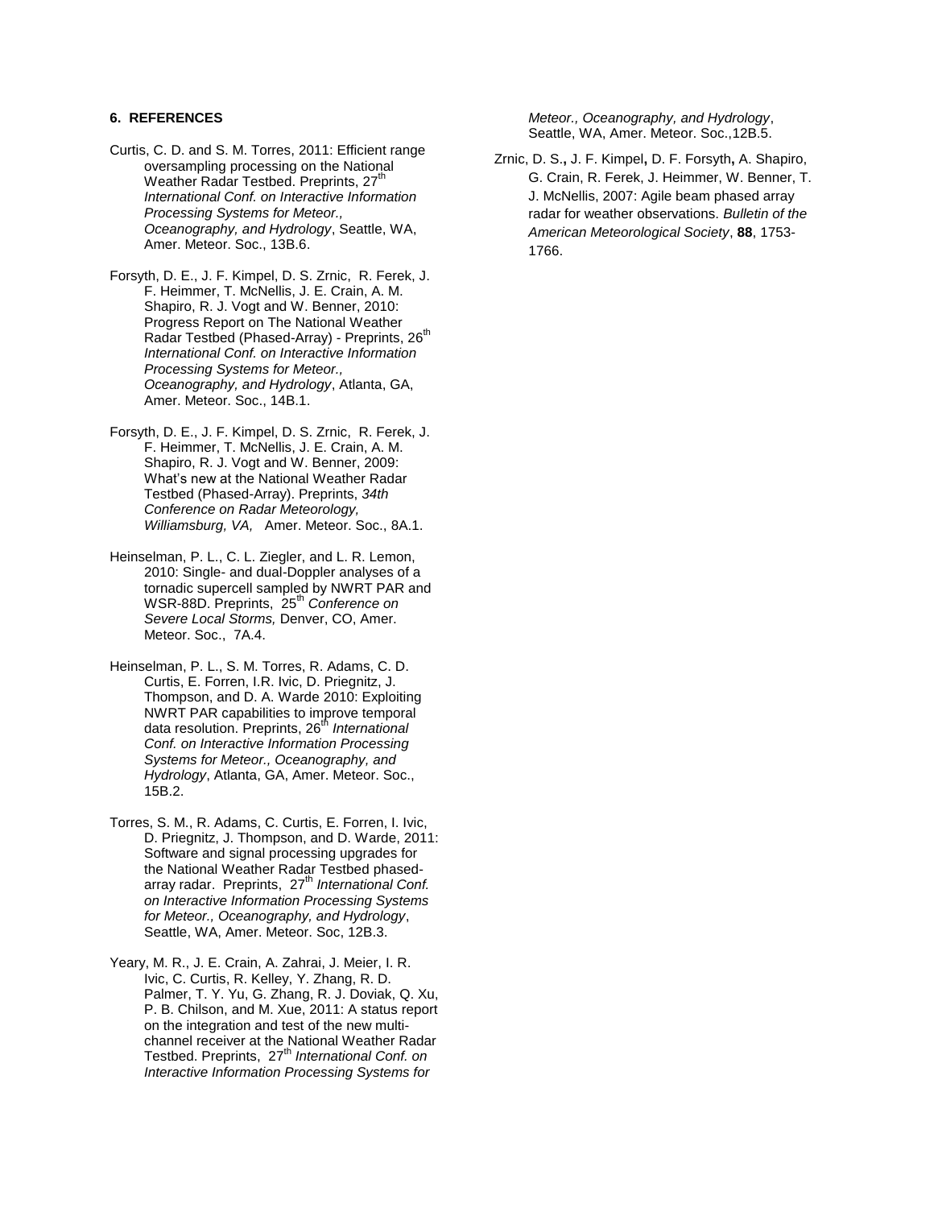## 6. REFERENCES

Curtis, C. D. and S. M. Torres, 2011: Efficient range oversampling processing on the National Weather Radar Testbed. Preprints, 27th *International Conf. on Interactive Information Processing Systems for Meteor., Oceanography, and Hydrology*, Seattle, WA, Amer. Meteor. Soc., 13B.6.

Forsyth, D. E., J. F. Kimpel, D. S. Zrnic, R. Ferek, J. F. Heimmer, T. McNellis, J. E. Crain, A. M. Shapiro, R. J. Vogt and W. Benner, 2010: Progress Report on The National Weather Radar Testbed (Phased-Array) - Preprints, 26th *International Conf. on Interactive Information Processing Systems for Meteor., Oceanography, and Hydrology*, Atlanta, GA, Amer. Meteor. Soc., 14B.1.

Forsyth, D. E., J. F. Kimpel, D. S. Zrnic, R. Ferek, J. F. Heimmer, T. McNellis, J. E. Crain, A. M. Shapiro, R. J. Vogt and W. Benner, 2009: What's new at the National Weather Radar Testbed (Phased-Array). Preprints, *34th Conference on Radar Meteorology, Williamsburg, VA,* Amer. Meteor. Soc., 8A.1.

Heinselman, P. L., C. L. Ziegler, and L. R. Lemon, 2010: Single- and dual-Doppler analyses of a tornadic supercell sampled by NWRT PAR and WSR-88D. Preprints, 25th *Conference on Severe Local Storms,* Denver, CO, Amer. Meteor. Soc., 7A.4.

Heinselman, P. L., S. M. Torres, R. Adams, C. D. Curtis, E. Forren, I.R. Ivic, D. Priegnitz, J. Thompson, and D. A. Warde 2010: Exploiting NWRT PAR capabilities to improve temporal data resolution. Preprints, 26th *International Conf. on Interactive Information Processing Systems for Meteor., Oceanography, and Hydrology*, Atlanta, GA, Amer. Meteor. Soc., 15B.2.

Torres, S. M., R. Adams, C. Curtis, E. Forren, I. Ivic, D. Priegnitz, J. Thompson, and D. Warde, 2011: Software and signal processing upgrades for the National Weather Radar Testbed phased-array radar. Preprints, 27th *International Conf. on Interactive Information Processing Systems for Meteor., Oceanography, and Hydrology*, Seattle, WA, Amer. Meteor. Soc, 12B.3.

Yeary, M. R., J. E. Crain, A. Zahrai, J. Meier, I. R. Ivic, C. Curtis, R. Kelley, Y. Zhang, R. D. Palmer, T. Y. Yu, G. Zhang, R. J. Doviak, Q. Xu, P. B. Chilson, and M. Xue, 2011: A status report on the integration and test of the new multi-channel receiver at the National Weather Radar Testbed. Preprints, 27th *International Conf. on Interactive Information Processing Systems for Meteor., Oceanography, and Hydrology*, Seattle, WA, Amer. Meteor. Soc.,12B.5.

Zrnic, D. S., J. F. Kimpel, D. F. Forsyth, A. Shapiro, G. Crain, R. Ferek, J. Heimmer, W. Benner, T. J. McNellis, 2007: Agile beam phased array radar for weather observations. *Bulletin of the American Meteorological Society*, **88**, 1753-1766.